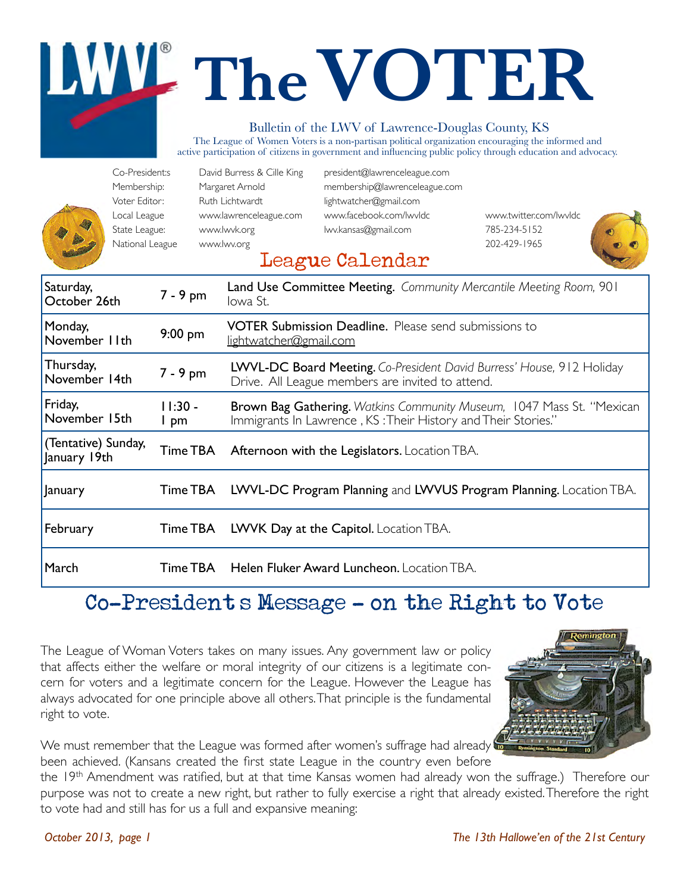# The VOTER

Bulletin of the LWV of Lawrence-Douglas County, KS

The League of Women Voters is a non-partisan political organization encouraging the informed and active participation of citizens in government and influencing public policy through education and advocacy.

| | | | |
|---|---|---|---|
| Co-Presidents | David Burress & Cille King | president@lawrenceleague.com | |
| Membership: | Margaret Arnold | membership@lawrenceleague.com | |
| Voter Editor: | Ruth Lichtwardt | lightwatcher@gmail.com | |
| Local League | www.lawrenceleague.com | www.facebook.com/lwvldc | www.twitter.com/lwvldc |
| State League: | www.lwvk.org | lwv.kansas@gmail.com | 785-234-5152 |
| National League | www.lwv.org | | 202-429-1965 |

## League Calendar

| | | |
|---|---|---|
| Saturday, October 26th | 7 - 9 pm | **Land Use Committee Meeting.** *Community Mercantile Meeting Room,* 901 Iowa St. |
| Monday, November 11th | 9:00 pm | **VOTER Submission Deadline.** Please send submissions to lightwatcher@gmail.com |
| Thursday, November 14th | 7 - 9 pm | **LWVL-DC Board Meeting.** *Co-President David Burress' House,* 912 Holiday Drive. All League members are invited to attend. |
| Friday, November 15th | 11:30 - 1 pm | **Brown Bag Gathering.** *Watkins Community Museum,* 1047 Mass St. "Mexican Immigrants In Lawrence , KS :Their History and Their Stories." |
| (Tentative) Sunday, January 19th | Time TBA | **Afternoon with the Legislators.** Location TBA. |
| January | Time TBA | **LWVL-DC Program Planning** and **LWVUS Program Planning.** Location TBA. |
| February | Time TBA | **LWVK Day at the Capitol.** Location TBA. |
| March | Time TBA | **Helen Fluker Award Luncheon.** Location TBA. |

## Co-President s Message – on the Right to Vote

The League of Woman Voters takes on many issues. Any government law or policy that affects either the welfare or moral integrity of our citizens is a legitimate concern for voters and a legitimate concern for the League. However the League has always advocated for one principle above all others. That principle is the fundamental right to vote.

We must remember that the League was formed after women's suffrage had already been achieved. (Kansans created the first state League in the country even before the 19th Amendment was ratified, but at that time Kansas women had already won the suffrage.) Therefore our purpose was not to create a new right, but rather to fully exercise a right that already existed. Therefore the right to vote had and still has for us a full and expansive meaning: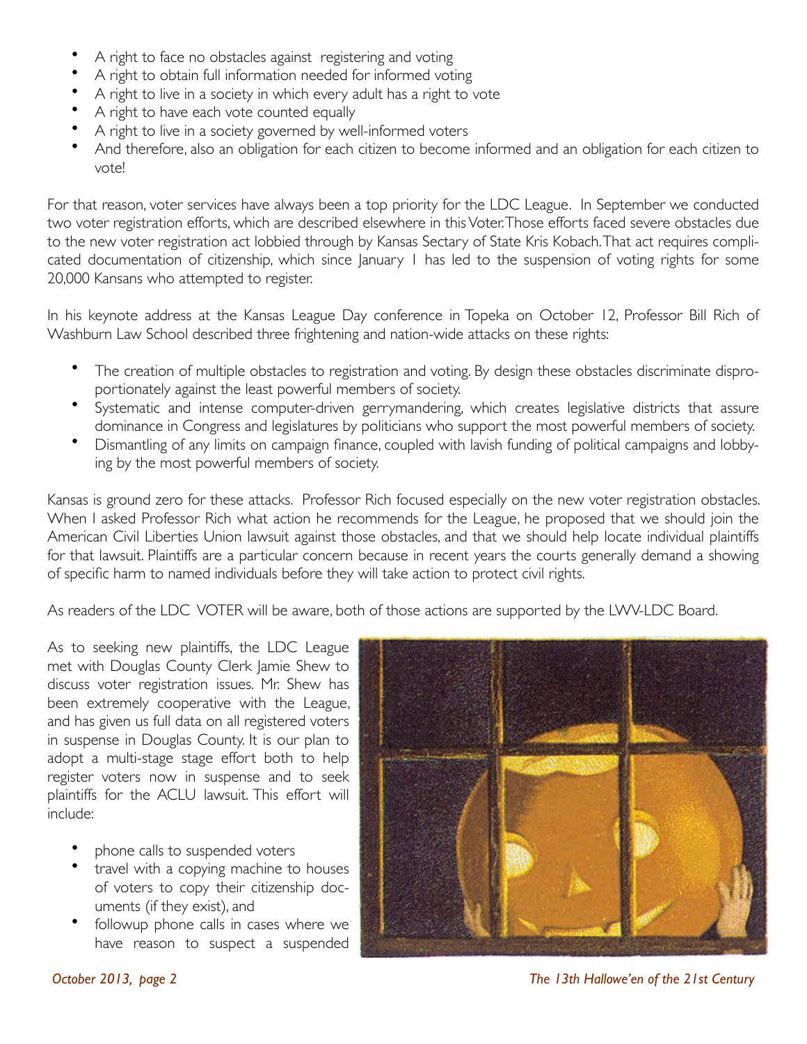- A right to face no obstacles against registering and voting
- A right to obtain full information needed for informed voting
- A right to live in a society in which every adult has a right to vote
- A right to have each vote counted equally
- A right to live in a society governed by well-informed voters
- And therefore, also an obligation for each citizen to become informed and an obligation for each citizen to vote!

For that reason, voter services have always been a top priority for the LDC League. In September we conducted two voter registration efforts, which are described elsewhere in this Voter. Those efforts faced severe obstacles due to the new voter registration act lobbied through by Kansas Sectary of State Kris Kobach. That act requires complicated documentation of citizenship, which since January 1 has led to the suspension of voting rights for some 20,000 Kansans who attempted to register.

In his keynote address at the Kansas League Day conference in Topeka on October 12, Professor Bill Rich of Washburn Law School described three frightening and nation-wide attacks on these rights:

- The creation of multiple obstacles to registration and voting. By design these obstacles discriminate disproportionately against the least powerful members of society.
- Systematic and intense computer-driven gerrymandering, which creates legislative districts that assure dominance in Congress and legislatures by politicians who support the most powerful members of society.
- Dismantling of any limits on campaign finance, coupled with lavish funding of political campaigns and lobbying by the most powerful members of society.

Kansas is ground zero for these attacks. Professor Rich focused especially on the new voter registration obstacles. When I asked Professor Rich what action he recommends for the League, he proposed that we should join the American Civil Liberties Union lawsuit against those obstacles, and that we should help locate individual plaintiffs for that lawsuit. Plaintiffs are a particular concern because in recent years the courts generally demand a showing of specific harm to named individuals before they will take action to protect civil rights.

As readers of the LDC VOTER will be aware, both of those actions are supported by the LWV-LDC Board.

As to seeking new plaintiffs, the LDC League met with Douglas County Clerk Jamie Shew to discuss voter registration issues. Mr. Shew has been extremely cooperative with the League, and has given us full data on all registered voters in suspense in Douglas County. It is our plan to adopt a multi-stage stage effort both to help register voters now in suspense and to seek plaintiffs for the ACLU lawsuit. This effort will include:

- phone calls to suspended voters
- travel with a copying machine to houses of voters to copy their citizenship documents (if they exist), and
- followup phone calls in cases where we have reason to suspect a suspended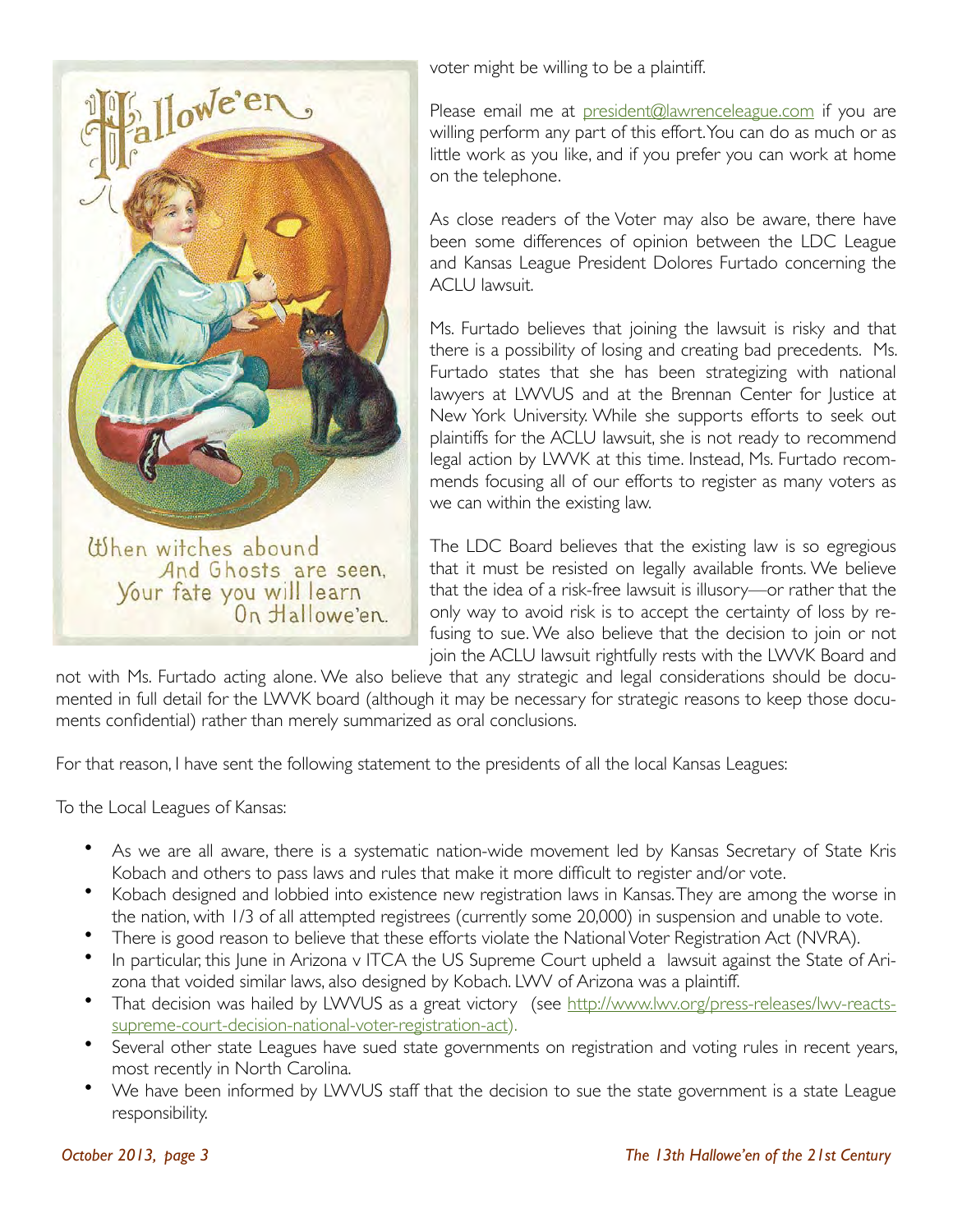voter might be willing to be a plaintiff.

Please email me at president@lawrenceleague.com if you are willing perform any part of this effort. You can do as much or as little work as you like, and if you prefer you can work at home on the telephone.

As close readers of the Voter may also be aware, there have been some differences of opinion between the LDC League and Kansas League President Dolores Furtado concerning the ACLU lawsuit.

Ms. Furtado believes that joining the lawsuit is risky and that there is a possibility of losing and creating bad precedents. Ms. Furtado states that she has been strategizing with national lawyers at LWVUS and at the Brennan Center for Justice at New York University. While she supports efforts to seek out plaintiffs for the ACLU lawsuit, she is not ready to recommend legal action by LWVK at this time. Instead, Ms. Furtado recommends focusing all of our efforts to register as many voters as we can within the existing law.

The LDC Board believes that the existing law is so egregious that it must be resisted on legally available fronts. We believe that the idea of a risk-free lawsuit is illusory—or rather that the only way to avoid risk is to accept the certainty of loss by refusing to sue. We also believe that the decision to join or not join the ACLU lawsuit rightfully rests with the LWVK Board and not with Ms. Furtado acting alone. We also believe that any strategic and legal considerations should be documented in full detail for the LWVK board (although it may be necessary for strategic reasons to keep those documents confidential) rather than merely summarized as oral conclusions.

For that reason, I have sent the following statement to the presidents of all the local Kansas Leagues:

To the Local Leagues of Kansas:

- As we are all aware, there is a systematic nation-wide movement led by Kansas Secretary of State Kris Kobach and others to pass laws and rules that make it more difficult to register and/or vote.
- Kobach designed and lobbied into existence new registration laws in Kansas. They are among the worse in the nation, with 1/3 of all attempted registrees (currently some 20,000) in suspension and unable to vote.
- There is good reason to believe that these efforts violate the National Voter Registration Act (NVRA).
- In particular, this June in Arizona v ITCA the US Supreme Court upheld a lawsuit against the State of Arizona that voided similar laws, also designed by Kobach. LWV of Arizona was a plaintiff.
- That decision was hailed by LWVUS as a great victory (see http://www.lwv.org/press-releases/lwv-reacts-supreme-court-decision-national-voter-registration-act).
- Several other state Leagues have sued state governments on registration and voting rules in recent years, most recently in North Carolina.
- We have been informed by LWVUS staff that the decision to sue the state government is a state League responsibility.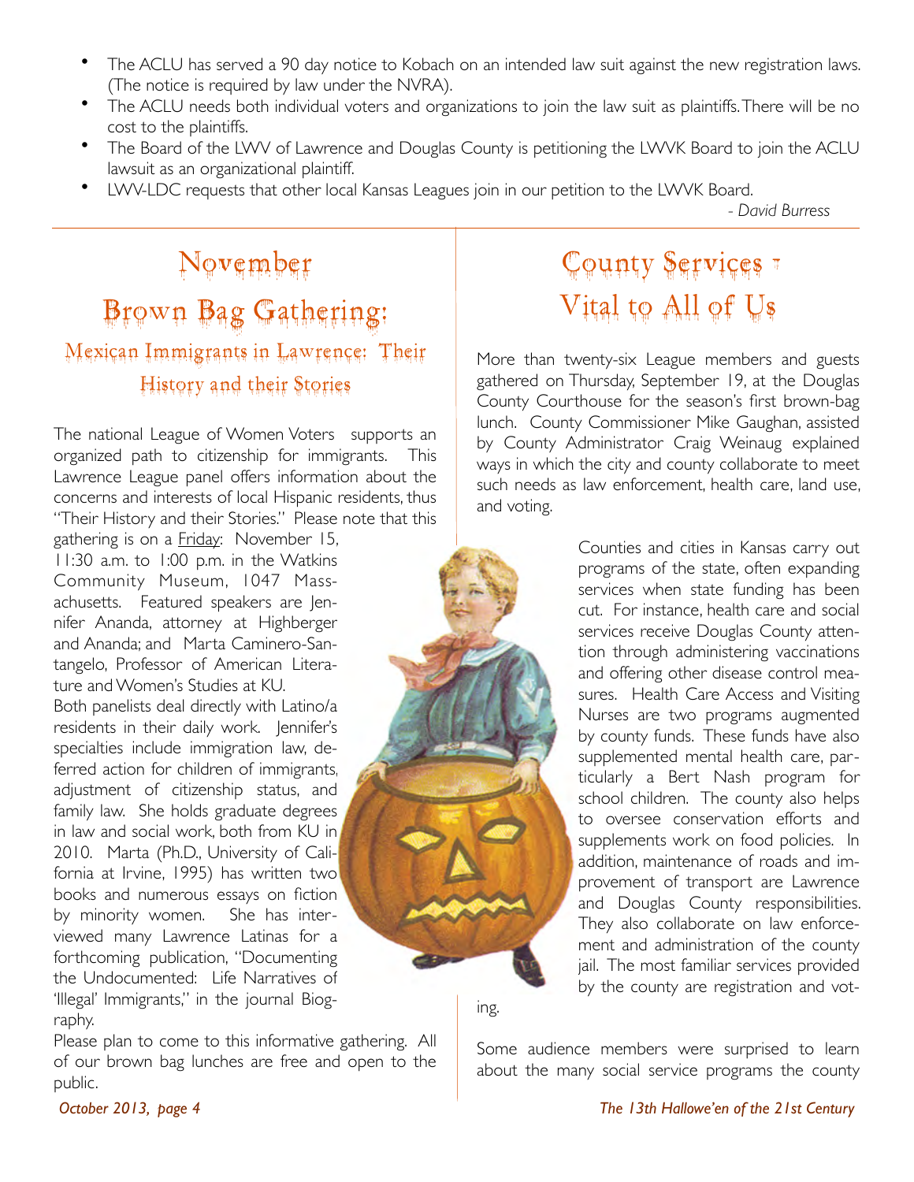- The ACLU has served a 90 day notice to Kobach on an intended law suit against the new registration laws. (The notice is required by law under the NVRA).
- The ACLU needs both individual voters and organizations to join the law suit as plaintiffs. There will be no cost to the plaintiffs.
- The Board of the LWV of Lawrence and Douglas County is petitioning the LWVK Board to join the ACLU lawsuit as an organizational plaintiff.
- LWV-LDC requests that other local Kansas Leagues join in our petition to the LWVK Board.

*- David Burress*

# November Brown Bag Gathering:

## Mexican Immigrants in Lawrence: Their History and their Stories

The national League of Women Voters supports an organized path to citizenship for immigrants. This Lawrence League panel offers information about the concerns and interests of local Hispanic residents, thus "Their History and their Stories." Please note that this gathering is on a Friday: November 15, 11:30 a.m. to 1:00 p.m. in the Watkins Community Museum, 1047 Massachusetts. Featured speakers are Jennifer Ananda, attorney at Highberger and Ananda; and Marta Caminero-Santangelo, Professor of American Literature and Women's Studies at KU.

Both panelists deal directly with Latino/a residents in their daily work. Jennifer's specialties include immigration law, deferred action for children of immigrants, adjustment of citizenship status, and family law. She holds graduate degrees in law and social work, both from KU in 2010. Marta (Ph.D., University of California at Irvine, 1995) has written two books and numerous essays on fiction by minority women. She has interviewed many Lawrence Latinas for a forthcoming publication, "Documenting the Undocumented: Life Narratives of 'Illegal' Immigrants," in the journal Biography.

Please plan to come to this informative gathering. All of our brown bag lunches are free and open to the public.

# County Services - Vital to All of Us

More than twenty-six League members and guests gathered on Thursday, September 19, at the Douglas County Courthouse for the season's first brown-bag lunch. County Commissioner Mike Gaughan, assisted by County Administrator Craig Weinaug explained ways in which the city and county collaborate to meet such needs as law enforcement, health care, land use, and voting.

Counties and cities in Kansas carry out programs of the state, often expanding services when state funding has been cut. For instance, health care and social services receive Douglas County attention through administering vaccinations and offering other disease control measures. Health Care Access and Visiting Nurses are two programs augmented by county funds. These funds have also supplemented mental health care, particularly a Bert Nash program for school children. The county also helps to oversee conservation efforts and supplements work on food policies. In addition, maintenance of roads and improvement of transport are Lawrence and Douglas County responsibilities. They also collaborate on law enforcement and administration of the county jail. The most familiar services provided by the county are registration and voting.

Some audience members were surprised to learn about the many social service programs the county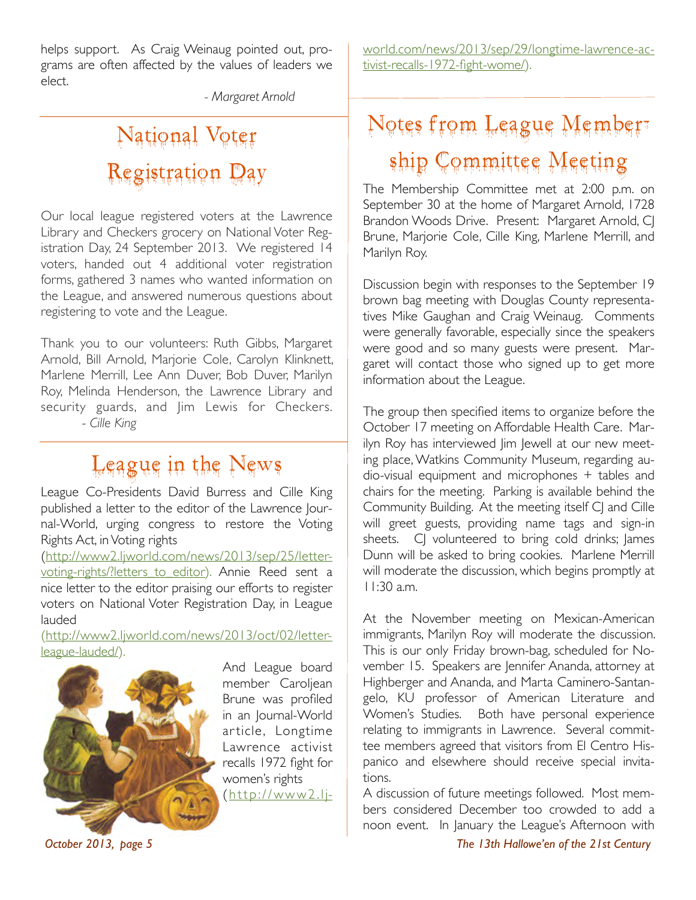helps support. As Craig Weinaug pointed out, programs are often affected by the values of leaders we elect.

*- Margaret Arnold*

## National Voter Registration Day

Our local league registered voters at the Lawrence Library and Checkers grocery on National Voter Registration Day, 24 September 2013. We registered 14 voters, handed out 4 additional voter registration forms, gathered 3 names who wanted information on the League, and answered numerous questions about registering to vote and the League.

Thank you to our volunteers: Ruth Gibbs, Margaret Arnold, Bill Arnold, Marjorie Cole, Carolyn Klinknett, Marlene Merrill, Lee Ann Duver, Bob Duver, Marilyn Roy, Melinda Henderson, the Lawrence Library and security guards, and Jim Lewis for Checkers.

*- Cille King*

## League in the News

League Co-Presidents David Burress and Cille King published a letter to the editor of the Lawrence Journal-World, urging congress to restore the Voting Rights Act, in Voting rights (http://www2.ljworld.com/news/2013/sep/25/letter-voting-rights/?letters_to_editor). Annie Reed sent a nice letter to the editor praising our efforts to register voters on National Voter Registration Day, in League lauded (http://www2.ljworld.com/news/2013/oct/02/letter-league-lauded/).

And League board member Caroljean Brune was profiled in an Journal-World article, Longtime Lawrence activist recalls 1972 fight for women's rights (http://www2.ljworld.com/news/2013/sep/29/longtime-lawrence-activist-recalls-1972-fight-wome/).

## Notes from League Membership Committee Meeting

The Membership Committee met at 2:00 p.m. on September 30 at the home of Margaret Arnold, 1728 Brandon Woods Drive. Present: Margaret Arnold, CJ Brune, Marjorie Cole, Cille King, Marlene Merrill, and Marilyn Roy.

Discussion begin with responses to the September 19 brown bag meeting with Douglas County representatives Mike Gaughan and Craig Weinaug. Comments were generally favorable, especially since the speakers were good and so many guests were present. Margaret will contact those who signed up to get more information about the League.

The group then specified items to organize before the October 17 meeting on Affordable Health Care. Marilyn Roy has interviewed Jim Jewell at our new meeting place, Watkins Community Museum, regarding audio-visual equipment and microphones + tables and chairs for the meeting. Parking is available behind the Community Building. At the meeting itself CJ and Cille will greet guests, providing name tags and sign-in sheets. CJ volunteered to bring cold drinks; James Dunn will be asked to bring cookies. Marlene Merrill will moderate the discussion, which begins promptly at 11:30 a.m.

At the November meeting on Mexican-American immigrants, Marilyn Roy will moderate the discussion. This is our only Friday brown-bag, scheduled for November 15. Speakers are Jennifer Ananda, attorney at Highberger and Ananda, and Marta Caminero-Santangelo, KU professor of American Literature and Women's Studies. Both have personal experience relating to immigrants in Lawrence. Several committee members agreed that visitors from El Centro Hispanico and elsewhere should receive special invitations.

A discussion of future meetings followed. Most members considered December too crowded to add a noon event. In January the League's Afternoon with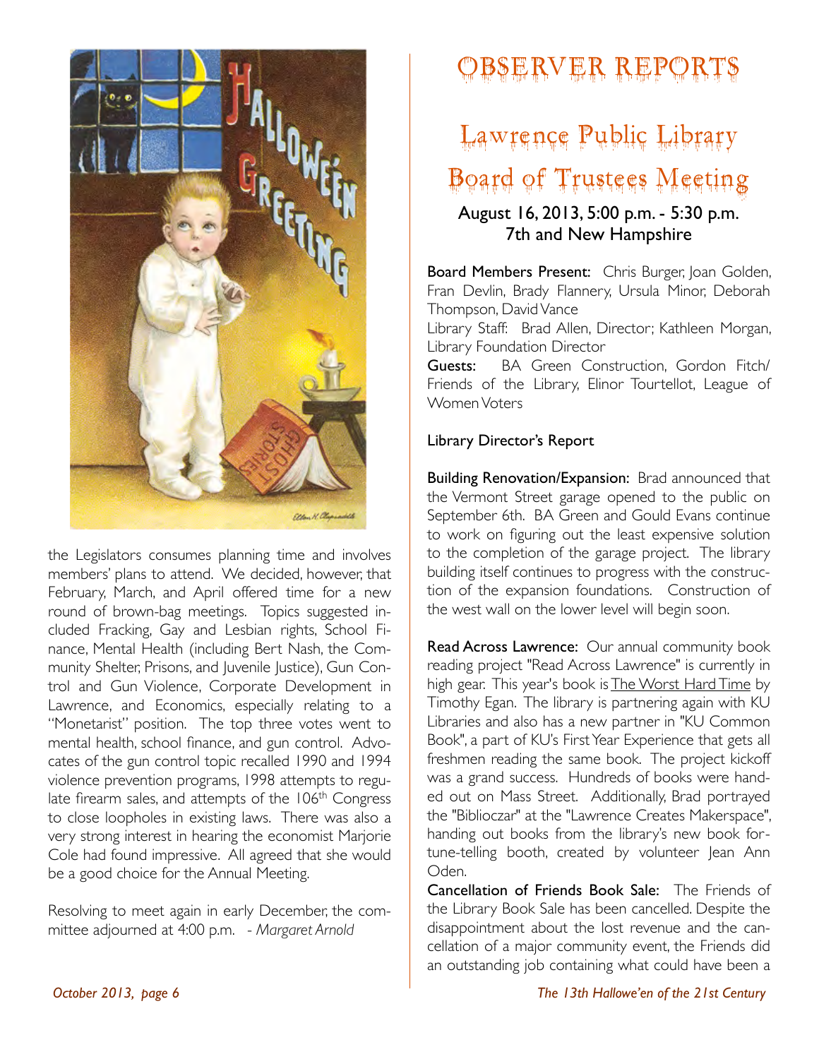the Legislators consumes planning time and involves members' plans to attend. We decided, however, that February, March, and April offered time for a new round of brown-bag meetings. Topics suggested included Fracking, Gay and Lesbian rights, School Finance, Mental Health (including Bert Nash, the Community Shelter, Prisons, and Juvenile Justice), Gun Control and Gun Violence, Corporate Development in Lawrence, and Economics, especially relating to a "Monetarist" position. The top three votes went to mental health, school finance, and gun control. Advocates of the gun control topic recalled 1990 and 1994 violence prevention programs, 1998 attempts to regulate firearm sales, and attempts of the 106th Congress to close loopholes in existing laws. There was also a very strong interest in hearing the economist Marjorie Cole had found impressive. All agreed that she would be a good choice for the Annual Meeting.

Resolving to meet again in early December, the committee adjourned at 4:00 p.m. - *Margaret Arnold*

# OBSERVER REPORTS

## Lawrence Public Library Board of Trustees Meeting

### August 16, 2013, 5:00 p.m. - 5:30 p.m. 7th and New Hampshire

**Board Members Present:** Chris Burger, Joan Golden, Fran Devlin, Brady Flannery, Ursula Minor, Deborah Thompson, David Vance

Library Staff: Brad Allen, Director; Kathleen Morgan, Library Foundation Director

**Guests:** BA Green Construction, Gordon Fitch/ Friends of the Library, Elinor Tourtellot, League of Women Voters

**Library Director's Report**

**Building Renovation/Expansion:** Brad announced that the Vermont Street garage opened to the public on September 6th. BA Green and Gould Evans continue to work on figuring out the least expensive solution to the completion of the garage project. The library building itself continues to progress with the construction of the expansion foundations. Construction of the west wall on the lower level will begin soon.

**Read Across Lawrence:** Our annual community book reading project "Read Across Lawrence" is currently in high gear. This year's book is The Worst Hard Time by Timothy Egan. The library is partnering again with KU Libraries and also has a new partner in "KU Common Book", a part of KU's First Year Experience that gets all freshmen reading the same book. The project kickoff was a grand success. Hundreds of books were handed out on Mass Street. Additionally, Brad portrayed the "Biblioczar" at the "Lawrence Creates Makerspace", handing out books from the library's new book fortune-telling booth, created by volunteer Jean Ann Oden.

**Cancellation of Friends Book Sale:** The Friends of the Library Book Sale has been cancelled. Despite the disappointment about the lost revenue and the cancellation of a major community event, the Friends did an outstanding job containing what could have been a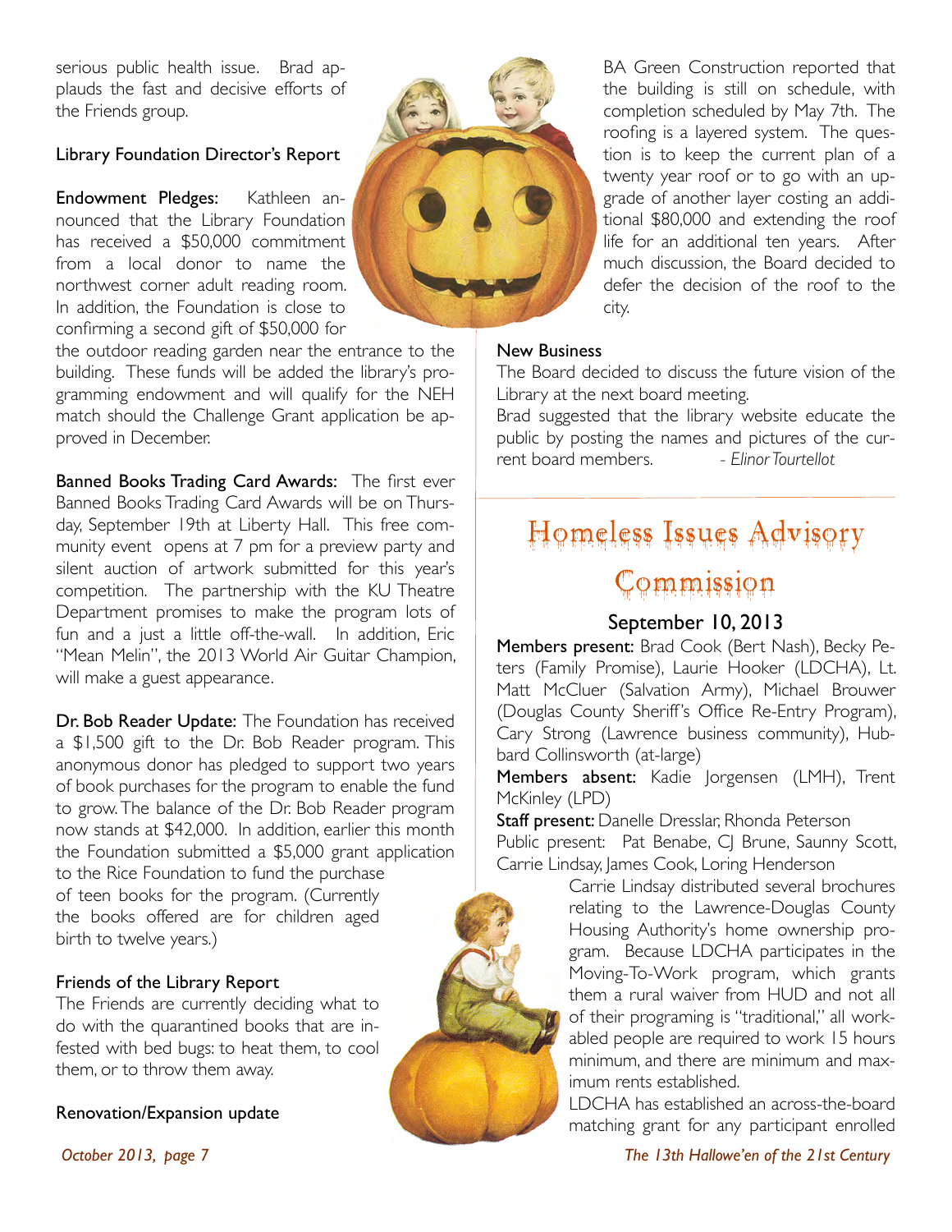serious public health issue. Brad applauds the fast and decisive efforts of the Friends group.

### Library Foundation Director's Report

**Endowment Pledges:** Kathleen announced that the Library Foundation has received a $50,000 commitment from a local donor to name the northwest corner adult reading room. In addition, the Foundation is close to confirming a second gift of $50,000 for the outdoor reading garden near the entrance to the building. These funds will be added the library's programming endowment and will qualify for the NEH match should the Challenge Grant application be approved in December.

**Banned Books Trading Card Awards:** The first ever Banned Books Trading Card Awards will be on Thursday, September 19th at Liberty Hall. This free community event opens at 7 pm for a preview party and silent auction of artwork submitted for this year's competition. The partnership with the KU Theatre Department promises to make the program lots of fun and a just a little off-the-wall. In addition, Eric "Mean Melin", the 2013 World Air Guitar Champion, will make a guest appearance.

**Dr. Bob Reader Update:** The Foundation has received a $1,500 gift to the Dr. Bob Reader program. This anonymous donor has pledged to support two years of book purchases for the program to enable the fund to grow. The balance of the Dr. Bob Reader program now stands at $42,000. In addition, earlier this month the Foundation submitted a $5,000 grant application to the Rice Foundation to fund the purchase of teen books for the program. (Currently the books offered are for children aged birth to twelve years.)

### Friends of the Library Report

The Friends are currently deciding what to do with the quarantined books that are infested with bed bugs: to heat them, to cool them, or to throw them away.

### Renovation/Expansion update

BA Green Construction reported that the building is still on schedule, with completion scheduled by May 7th. The roofing is a layered system. The question is to keep the current plan of a twenty year roof or to go with an upgrade of another layer costing an additional $80,000 and extending the roof life for an additional ten years. After much discussion, the Board decided to defer the decision of the roof to the city.

### New Business

The Board decided to discuss the future vision of the Library at the next board meeting.

Brad suggested that the library website educate the public by posting the names and pictures of the current board members. *- Elinor Tourtellot*

## Homeless Issues Advisory Commission

### September 10, 2013

**Members present:** Brad Cook (Bert Nash), Becky Peters (Family Promise), Laurie Hooker (LDCHA), Lt. Matt McCluer (Salvation Army), Michael Brouwer (Douglas County Sheriff's Office Re-Entry Program), Cary Strong (Lawrence business community), Hubbard Collinsworth (at-large)

**Members absent:** Kadie Jorgensen (LMH), Trent McKinley (LPD)

**Staff present:** Danelle Dresslar, Rhonda Peterson

Public present: Pat Benabe, CJ Brune, Saunny Scott, Carrie Lindsay, James Cook, Loring Henderson

Carrie Lindsay distributed several brochures relating to the Lawrence-Douglas County Housing Authority's home ownership program. Because LDCHA participates in the Moving-To-Work program, which grants them a rural waiver from HUD and not all of their programing is "traditional," all workabled people are required to work 15 hours minimum, and there are minimum and maximum rents established.

LDCHA has established an across-the-board matching grant for any participant enrolled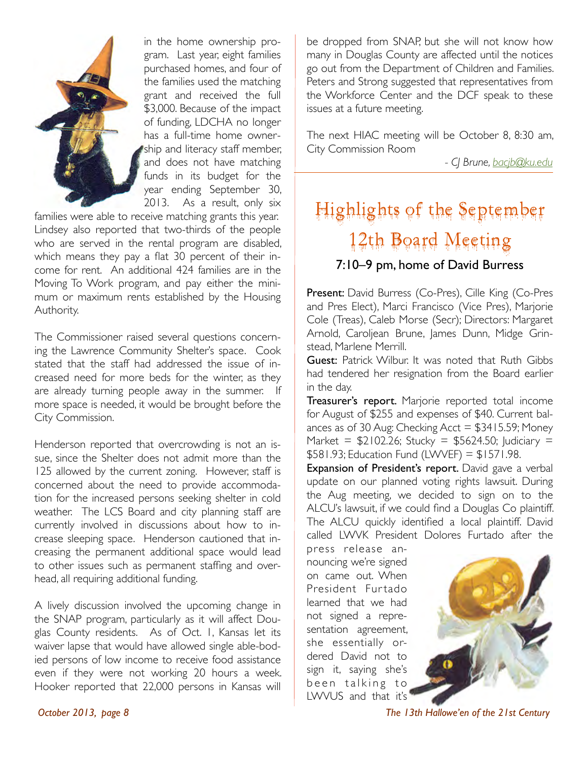in the home ownership program. Last year, eight families purchased homes, and four of the families used the matching grant and received the full $3,000. Because of the impact of funding, LDCHA no longer has a full-time home ownership and literacy staff member, and does not have matching funds in its budget for the year ending September 30, 2013. As a result, only six families were able to receive matching grants this year. Lindsey also reported that two-thirds of the people who are served in the rental program are disabled, which means they pay a flat 30 percent of their income for rent. An additional 424 families are in the Moving To Work program, and pay either the minimum or maximum rents established by the Housing Authority.

The Commissioner raised several questions concerning the Lawrence Community Shelter's space. Cook stated that the staff had addressed the issue of increased need for more beds for the winter, as they are already turning people away in the summer. If more space is needed, it would be brought before the City Commission.

Henderson reported that overcrowding is not an issue, since the Shelter does not admit more than the 125 allowed by the current zoning. However, staff is concerned about the need to provide accommodation for the increased persons seeking shelter in cold weather. The LCS Board and city planning staff are currently involved in discussions about how to increase sleeping space. Henderson cautioned that increasing the permanent additional space would lead to other issues such as permanent staffing and overhead, all requiring additional funding.

A lively discussion involved the upcoming change in the SNAP program, particularly as it will affect Douglas County residents. As of Oct. 1, Kansas let its waiver lapse that would have allowed single able-bodied persons of low income to receive food assistance even if they were not working 20 hours a week. Hooker reported that 22,000 persons in Kansas will be dropped from SNAP, but she will not know how many in Douglas County are affected until the notices go out from the Department of Children and Families. Peters and Strong suggested that representatives from the Workforce Center and the DCF speak to these issues at a future meeting.

The next HIAC meeting will be October 8, 8:30 am, City Commission Room

*- CJ Brune, bacjb@ku.edu*

## Highlights of the September 12th Board Meeting

### 7:10–9 pm, home of David Burress

**Present:** David Burress (Co-Pres), Cille King (Co-Pres and Pres Elect), Marci Francisco (Vice Pres), Marjorie Cole (Treas), Caleb Morse (Secr); Directors: Margaret Arnold, Caroljean Brune, James Dunn, Midge Grinstead, Marlene Merrill.

**Guest:** Patrick Wilbur. It was noted that Ruth Gibbs had tendered her resignation from the Board earlier in the day.

**Treasurer's report.** Marjorie reported total income for August of $255 and expenses of $40. Current balances as of 30 Aug: Checking Acct = $3415.59; Money Market = $2102.26; Stucky = $5624.50; Judiciary = $581.93; Education Fund (LWVEF) = $1571.98.

**Expansion of President's report.** David gave a verbal update on our planned voting rights lawsuit. During the Aug meeting, we decided to sign on to the ALCU's lawsuit, if we could find a Douglas Co plaintiff. The ALCU quickly identified a local plaintiff. David called LWVK President Dolores Furtado after the press release announcing we're signed on came out. When President Furtado learned that we had not signed a representation agreement, she essentially ordered David not to sign it, saying she's been talking to LWVUS and that it's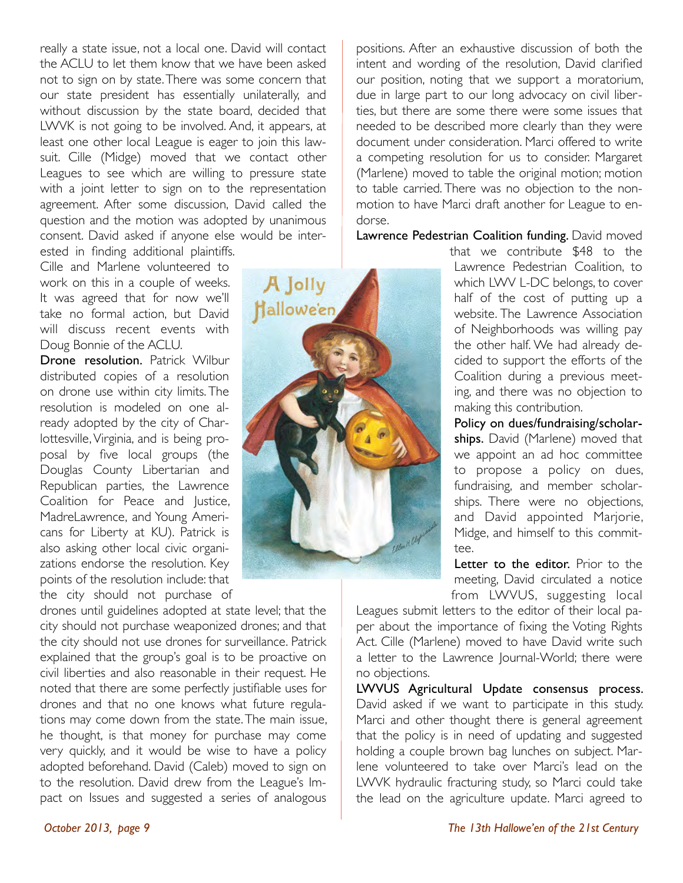really a state issue, not a local one. David will contact the ACLU to let them know that we have been asked not to sign on by state. There was some concern that our state president has essentially unilaterally, and without discussion by the state board, decided that LWVK is not going to be involved. And, it appears, at least one other local League is eager to join this lawsuit. Cille (Midge) moved that we contact other Leagues to see which are willing to pressure state with a joint letter to sign on to the representation agreement. After some discussion, David called the question and the motion was adopted by unanimous consent. David asked if anyone else would be interested in finding additional plaintiffs. Cille and Marlene volunteered to work on this in a couple of weeks. It was agreed that for now we'll take no formal action, but David will discuss recent events with Doug Bonnie of the ACLU.

**Drone resolution.** Patrick Wilbur distributed copies of a resolution on drone use within city limits. The resolution is modeled on one already adopted by the city of Charlottesville, Virginia, and is being proposal by five local groups (the Douglas County Libertarian and Republican parties, the Lawrence Coalition for Peace and Justice, MadreLawrence, and Young Americans for Liberty at KU). Patrick is also asking other local civic organizations endorse the resolution. Key points of the resolution include: that the city should not purchase of drones until guidelines adopted at state level; that the city should not purchase weaponized drones; and that the city should not use drones for surveillance. Patrick explained that the group's goal is to be proactive on civil liberties and also reasonable in their request. He noted that there are some perfectly justifiable uses for drones and that no one knows what future regulations may come down from the state. The main issue, he thought, is that money for purchase may come very quickly, and it would be wise to have a policy adopted beforehand. David (Caleb) moved to sign on to the resolution. David drew from the League's Impact on Issues and suggested a series of analogous positions. After an exhaustive discussion of both the intent and wording of the resolution, David clarified our position, noting that we support a moratorium, due in large part to our long advocacy on civil liberties, but there are some there were some issues that needed to be described more clearly than they were document under consideration. Marci offered to write a competing resolution for us to consider. Margaret (Marlene) moved to table the original motion; motion to table carried. There was no objection to the non-motion to have Marci draft another for League to endorse.

**Lawrence Pedestrian Coalition funding.** David moved that we contribute $48 to the Lawrence Pedestrian Coalition, to which LWV L-DC belongs, to cover half of the cost of putting up a website. The Lawrence Association of Neighborhoods was willing pay the other half. We had already decided to support the efforts of the Coalition during a previous meeting, and there was no objection to making this contribution.

**Policy on dues/fundraising/scholarships.** David (Marlene) moved that we appoint an ad hoc committee to propose a policy on dues, fundraising, and member scholarships. There were no objections, and David appointed Marjorie, Midge, and himself to this committee.

**Letter to the editor.** Prior to the meeting, David circulated a notice from LWVUS, suggesting local Leagues submit letters to the editor of their local paper about the importance of fixing the Voting Rights Act. Cille (Marlene) moved to have David write such a letter to the Lawrence Journal-World; there were no objections.

**LWVUS Agricultural Update consensus process.** David asked if we want to participate in this study. Marci and other thought there is general agreement that the policy is in need of updating and suggested holding a couple brown bag lunches on subject. Marlene volunteered to take over Marci's lead on the LWVK hydraulic fracturing study, so Marci could take the lead on the agriculture update. Marci agreed to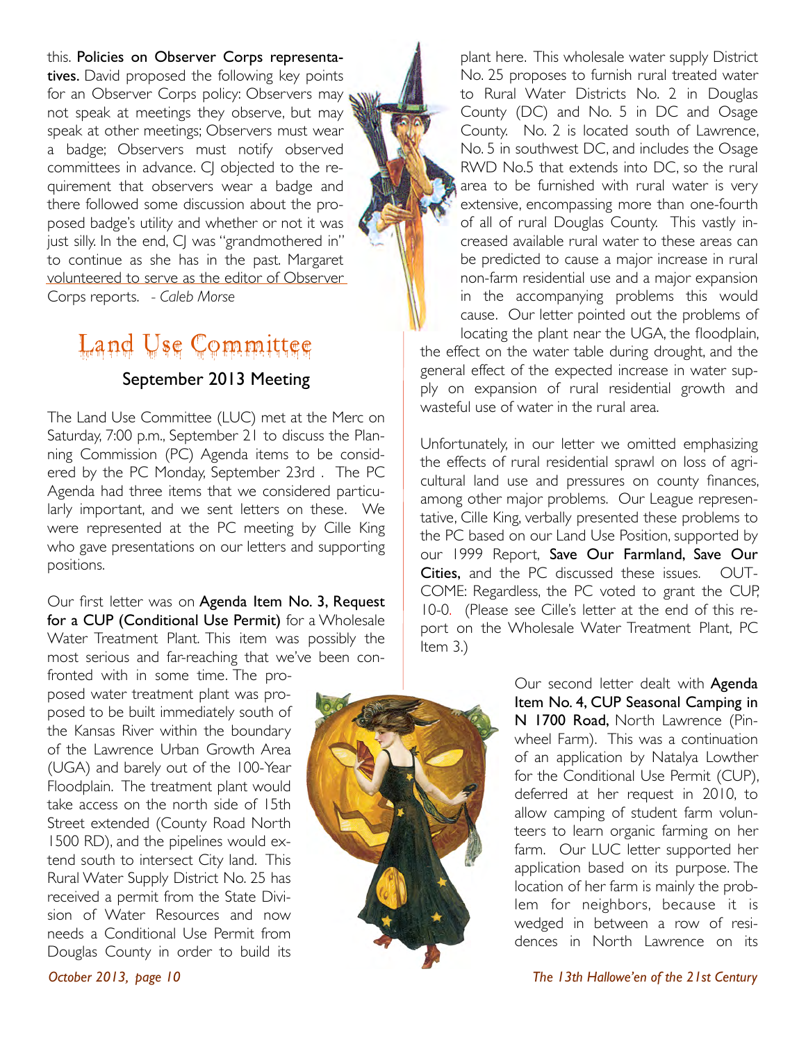this. **Policies on Observer Corps representatives.** David proposed the following key points for an Observer Corps policy: Observers may not speak at meetings they observe, but may speak at other meetings; Observers must wear a badge; Observers must notify observed committees in advance. CJ objected to the requirement that observers wear a badge and there followed some discussion about the proposed badge's utility and whether or not it was just silly. In the end, CJ was "grandmothered in" to continue as she has in the past. Margaret volunteered to serve as the editor of Observer Corps reports. *- Caleb Morse*

## Land Use Committee

### September 2013 Meeting

The Land Use Committee (LUC) met at the Merc on Saturday, 7:00 p.m., September 21 to discuss the Planning Commission (PC) Agenda items to be considered by the PC Monday, September 23rd . The PC Agenda had three items that we considered particularly important, and we sent letters on these. We were represented at the PC meeting by Cille King who gave presentations on our letters and supporting positions.

Our first letter was on **Agenda Item No. 3, Request for a CUP (Conditional Use Permit)** for a Wholesale Water Treatment Plant. This item was possibly the most serious and far-reaching that we've been confronted with in some time. The proposed water treatment plant was proposed to be built immediately south of the Kansas River within the boundary of the Lawrence Urban Growth Area (UGA) and barely out of the 100-Year Floodplain. The treatment plant would take access on the north side of 15th Street extended (County Road North 1500 RD), and the pipelines would extend south to intersect City land. This Rural Water Supply District No. 25 has received a permit from the State Division of Water Resources and now needs a Conditional Use Permit from Douglas County in order to build its plant here. This wholesale water supply District No. 25 proposes to furnish rural treated water to Rural Water Districts No. 2 in Douglas County (DC) and No. 5 in DC and Osage County. No. 2 is located south of Lawrence, No. 5 in southwest DC, and includes the Osage RWD No.5 that extends into DC, so the rural area to be furnished with rural water is very extensive, encompassing more than one-fourth of all of rural Douglas County. This vastly increased available rural water to these areas can be predicted to cause a major increase in rural non-farm residential use and a major expansion in the accompanying problems this would cause. Our letter pointed out the problems of locating the plant near the UGA, the floodplain, the effect on the water table during drought, and the general effect of the expected increase in water supply on expansion of rural residential growth and wasteful use of water in the rural area.

Unfortunately, in our letter we omitted emphasizing the effects of rural residential sprawl on loss of agricultural land use and pressures on county finances, among other major problems. Our League representative, Cille King, verbally presented these problems to the PC based on our Land Use Position, supported by our 1999 Report, **Save Our Farmland, Save Our Cities,** and the PC discussed these issues. OUTCOME: Regardless, the PC voted to grant the CUP, 10-0. (Please see Cille's letter at the end of this report on the Wholesale Water Treatment Plant, PC Item 3.)

Our second letter dealt with **Agenda Item No. 4, CUP Seasonal Camping in N 1700 Road,** North Lawrence (Pinwheel Farm). This was a continuation of an application by Natalya Lowther for the Conditional Use Permit (CUP), deferred at her request in 2010, to allow camping of student farm volunteers to learn organic farming on her farm. Our LUC letter supported her application based on its purpose. The location of her farm is mainly the problem for neighbors, because it is wedged in between a row of residences in North Lawrence on its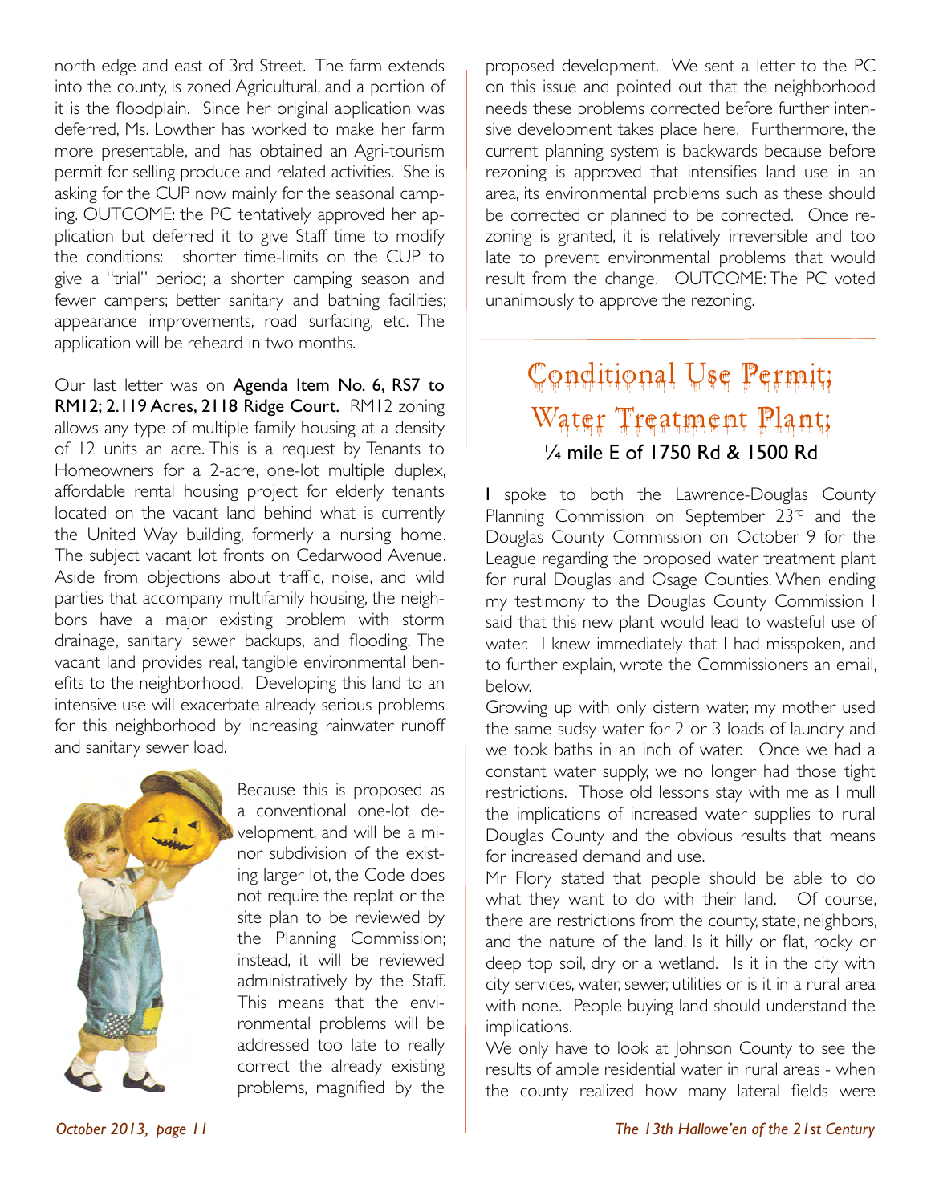north edge and east of 3rd Street. The farm extends into the county, is zoned Agricultural, and a portion of it is the floodplain. Since her original application was deferred, Ms. Lowther has worked to make her farm more presentable, and has obtained an Agri-tourism permit for selling produce and related activities. She is asking for the CUP now mainly for the seasonal camping. OUTCOME: the PC tentatively approved her application but deferred it to give Staff time to modify the conditions: shorter time-limits on the CUP to give a "trial" period; a shorter camping season and fewer campers; better sanitary and bathing facilities; appearance improvements, road surfacing, etc. The application will be reheard in two months.

Our last letter was on **Agenda Item No. 6, RS7 to RM12; 2.119 Acres, 2118 Ridge Court.** RM12 zoning allows any type of multiple family housing at a density of 12 units an acre. This is a request by Tenants to Homeowners for a 2-acre, one-lot multiple duplex, affordable rental housing project for elderly tenants located on the vacant land behind what is currently the United Way building, formerly a nursing home. The subject vacant lot fronts on Cedarwood Avenue. Aside from objections about traffic, noise, and wild parties that accompany multifamily housing, the neighbors have a major existing problem with storm drainage, sanitary sewer backups, and flooding. The vacant land provides real, tangible environmental benefits to the neighborhood. Developing this land to an intensive use will exacerbate already serious problems for this neighborhood by increasing rainwater runoff and sanitary sewer load.

Because this is proposed as a conventional one-lot development, and will be a minor subdivision of the existing larger lot, the Code does not require the replat or the site plan to be reviewed by the Planning Commission; instead, it will be reviewed administratively by the Staff. This means that the environmental problems will be addressed too late to really correct the already existing problems, magnified by the proposed development. We sent a letter to the PC on this issue and pointed out that the neighborhood needs these problems corrected before further intensive development takes place here. Furthermore, the current planning system is backwards because before rezoning is approved that intensifies land use in an area, its environmental problems such as these should be corrected or planned to be corrected. Once rezoning is granted, it is relatively irreversible and too late to prevent environmental problems that would result from the change. OUTCOME: The PC voted unanimously to approve the rezoning.

## Conditional Use Permit; Water Treatment Plant;

### ¼ mile E of 1750 Rd & 1500 Rd

I spoke to both the Lawrence-Douglas County Planning Commission on September 23rd and the Douglas County Commission on October 9 for the League regarding the proposed water treatment plant for rural Douglas and Osage Counties. When ending my testimony to the Douglas County Commission I said that this new plant would lead to wasteful use of water. I knew immediately that I had misspoken, and to further explain, wrote the Commissioners an email, below.

Growing up with only cistern water, my mother used the same sudsy water for 2 or 3 loads of laundry and we took baths in an inch of water. Once we had a constant water supply, we no longer had those tight restrictions. Those old lessons stay with me as I mull the implications of increased water supplies to rural Douglas County and the obvious results that means for increased demand and use.

Mr Flory stated that people should be able to do what they want to do with their land. Of course, there are restrictions from the county, state, neighbors, and the nature of the land. Is it hilly or flat, rocky or deep top soil, dry or a wetland. Is it in the city with city services, water, sewer, utilities or is it in a rural area with none. People buying land should understand the implications.

We only have to look at Johnson County to see the results of ample residential water in rural areas - when the county realized how many lateral fields were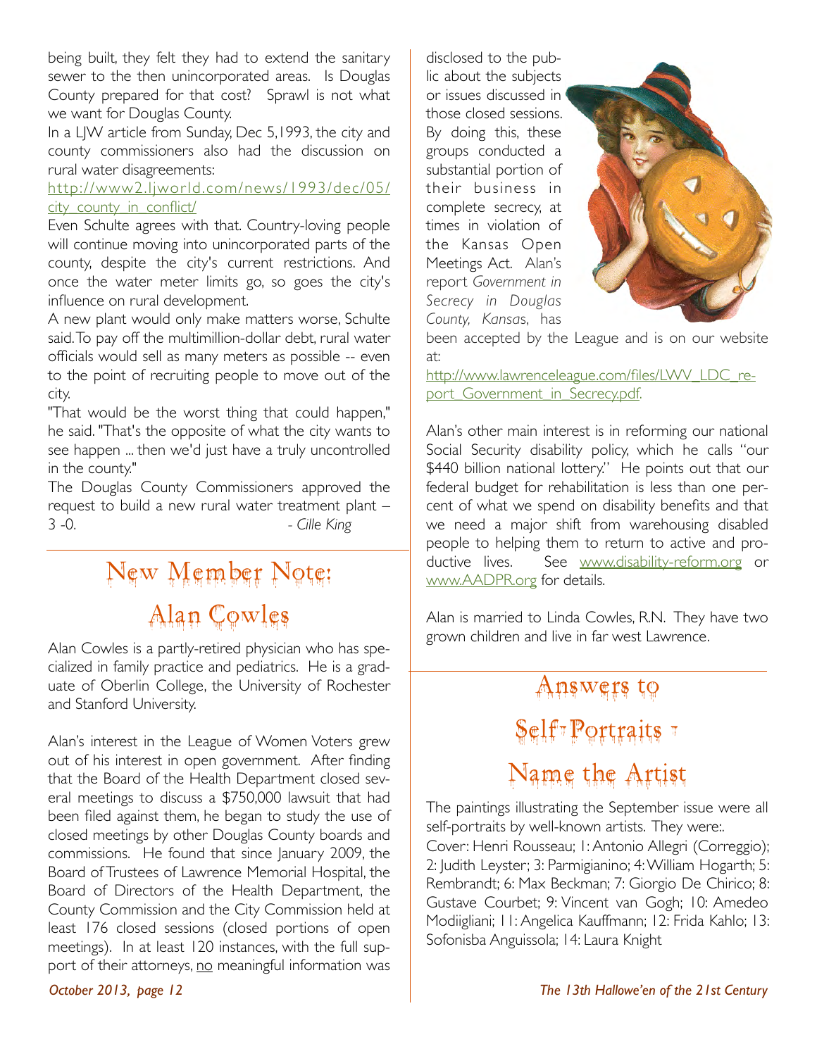being built, they felt they had to extend the sanitary sewer to the then unincorporated areas. Is Douglas County prepared for that cost? Sprawl is not what we want for Douglas County.

In a LJW article from Sunday, Dec 5,1993, the city and county commissioners also had the discussion on rural water disagreements:
http://www2.ljworld.com/news/1993/dec/05/city_county_in_conflict/

Even Schulte agrees with that. Country-loving people will continue moving into unincorporated parts of the county, despite the city's current restrictions. And once the water meter limits go, so goes the city's influence on rural development.

A new plant would only make matters worse, Schulte said. To pay off the multimillion-dollar debt, rural water officials would sell as many meters as possible -- even to the point of recruiting people to move out of the city.

"That would be the worst thing that could happen," he said. "That's the opposite of what the city wants to see happen ... then we'd just have a truly uncontrolled in the county."

The Douglas County Commissioners approved the request to build a new rural water treatment plant – 3 -0.

*- Cille King*

## New Member Note: Alan Cowles

Alan Cowles is a partly-retired physician who has specialized in family practice and pediatrics. He is a graduate of Oberlin College, the University of Rochester and Stanford University.

Alan's interest in the League of Women Voters grew out of his interest in open government. After finding that the Board of the Health Department closed several meetings to discuss a $750,000 lawsuit that had been filed against them, he began to study the use of closed meetings by other Douglas County boards and commissions. He found that since January 2009, the Board of Trustees of Lawrence Memorial Hospital, the Board of Directors of the Health Department, the County Commission and the City Commission held at least 176 closed sessions (closed portions of open meetings). In at least 120 instances, with the full support of their attorneys, no meaningful information was disclosed to the public about the subjects or issues discussed in those closed sessions. By doing this, these groups conducted a substantial portion of their business in complete secrecy, at times in violation of the Kansas Open Meetings Act. Alan's report *Government in Secrecy in Douglas County, Kansas*, has been accepted by the League and is on our website at:
http://www.lawrenceleague.com/files/LWV_LDC_report_Government_in_Secrecy.pdf.

Alan's other main interest is in reforming our national Social Security disability policy, which he calls "our $440 billion national lottery." He points out that our federal budget for rehabilitation is less than one percent of what we spend on disability benefits and that we need a major shift from warehousing disabled people to helping them to return to active and productive lives. See www.disability-reform.org or www.AADPR.org for details.

Alan is married to Linda Cowles, R.N. They have two grown children and live in far west Lawrence.

## Answers to Self-Portraits - Name the Artist

The paintings illustrating the September issue were all self-portraits by well-known artists. They were:.

Cover: Henri Rousseau; 1: Antonio Allegri (Correggio); 2: Judith Leyster; 3: Parmigianino; 4: William Hogarth; 5: Rembrandt; 6: Max Beckman; 7: Giorgio De Chirico; 8: Gustave Courbet; 9: Vincent van Gogh; 10: Amedeo Modiigliani; 11: Angelica Kauffmann; 12: Frida Kahlo; 13: Sofonisba Anguissola; 14: Laura Knight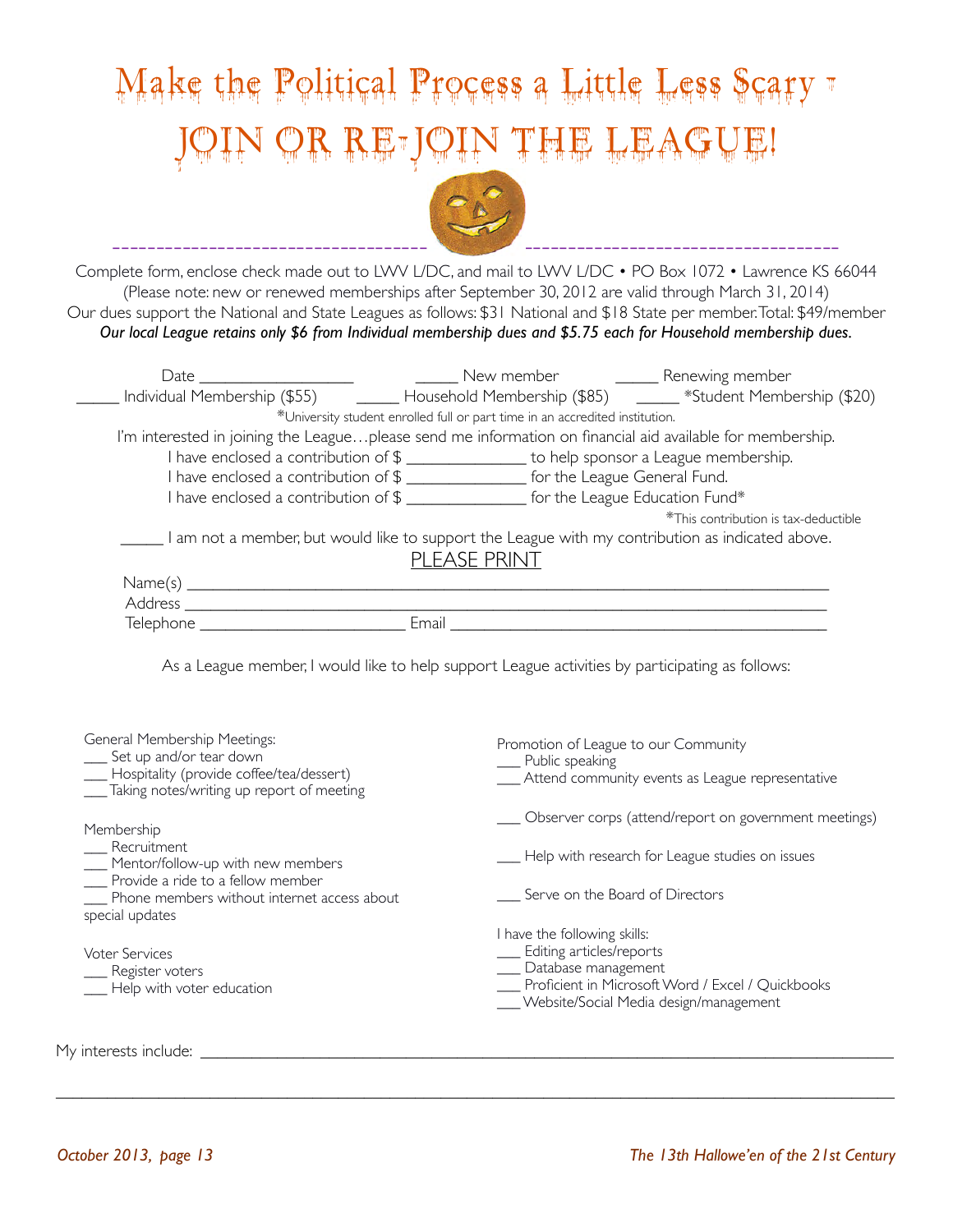# Make the Political Process a Little Less Scary -

# JOIN OR RE-JOIN THE LEAGUE!

Complete form, enclose check made out to LWV L/DC, and mail to LWV L/DC • PO Box 1072 • Lawrence KS 66044
(Please note: new or renewed memberships after September 30, 2012 are valid through March 31, 2014)
Our dues support the National and State Leagues as follows: $31 National and $18 State per member. Total: $49/member
***Our local League retains only $6 from Individual membership dues and $5.75 each for Household membership dues.***

Date __________________ _____ New member _____ Renewing member

_____ Individual Membership ($55) _____ Household Membership ($85) _____ *Student Membership ($20)

*University student enrolled full or part time in an accredited institution.

I'm interested in joining the League…please send me information on financial aid available for membership.

I have enclosed a contribution of $ _____________ to help sponsor a League membership.

I have enclosed a contribution of $ _____________ for the League General Fund.

I have enclosed a contribution of $ _____________ for the League Education Fund*

*This contribution is tax-deductible

_____ I am not a member, but would like to support the League with my contribution as indicated above.

PLEASE PRINT

Name(s) ____________________________________________

Address ____________________________________________

Telephone ______________________ Email ______________________

As a League member, I would like to help support League activities by participating as follows:

General Membership Meetings:
___ Set up and/or tear down
___ Hospitality (provide coffee/tea/dessert)
___ Taking notes/writing up report of meeting

Membership
___ Recruitment
___ Mentor/follow-up with new members
___ Provide a ride to a fellow member
___ Phone members without internet access about special updates

Voter Services
___ Register voters
___ Help with voter education

Promotion of League to our Community
___ Public speaking
___ Attend community events as League representative

___ Observer corps (attend/report on government meetings)

___ Help with research for League studies on issues

___ Serve on the Board of Directors

I have the following skills:
___ Editing articles/reports
___ Database management
___ Proficient in Microsoft Word / Excel / Quickbooks
___ Website/Social Media design/management

My interests include: ____________________________________________

____________________________________________________________